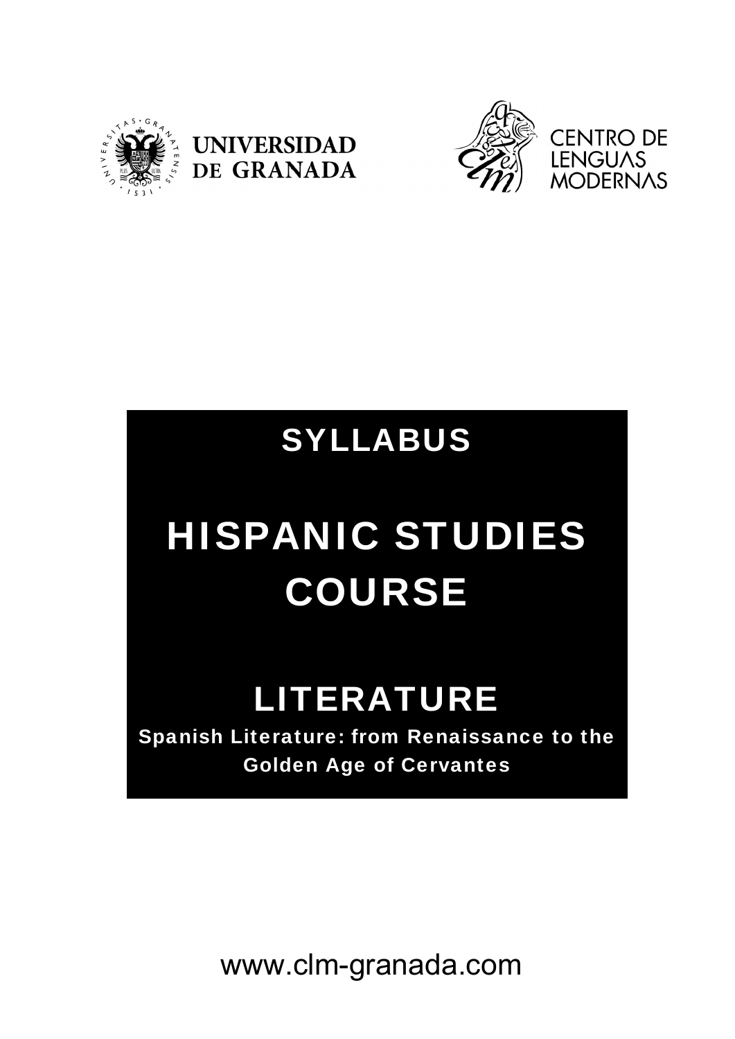UNIVERSIDAD DE GRANADA

CENTRO DE LENGUAS MODERNAS

# SYLLABUS

# HISPANIC STUDIES COURSE

## LITERATURE

**Spanish Literature: from Renaissance to the Golden Age of Cervantes**

www.clm-granada.com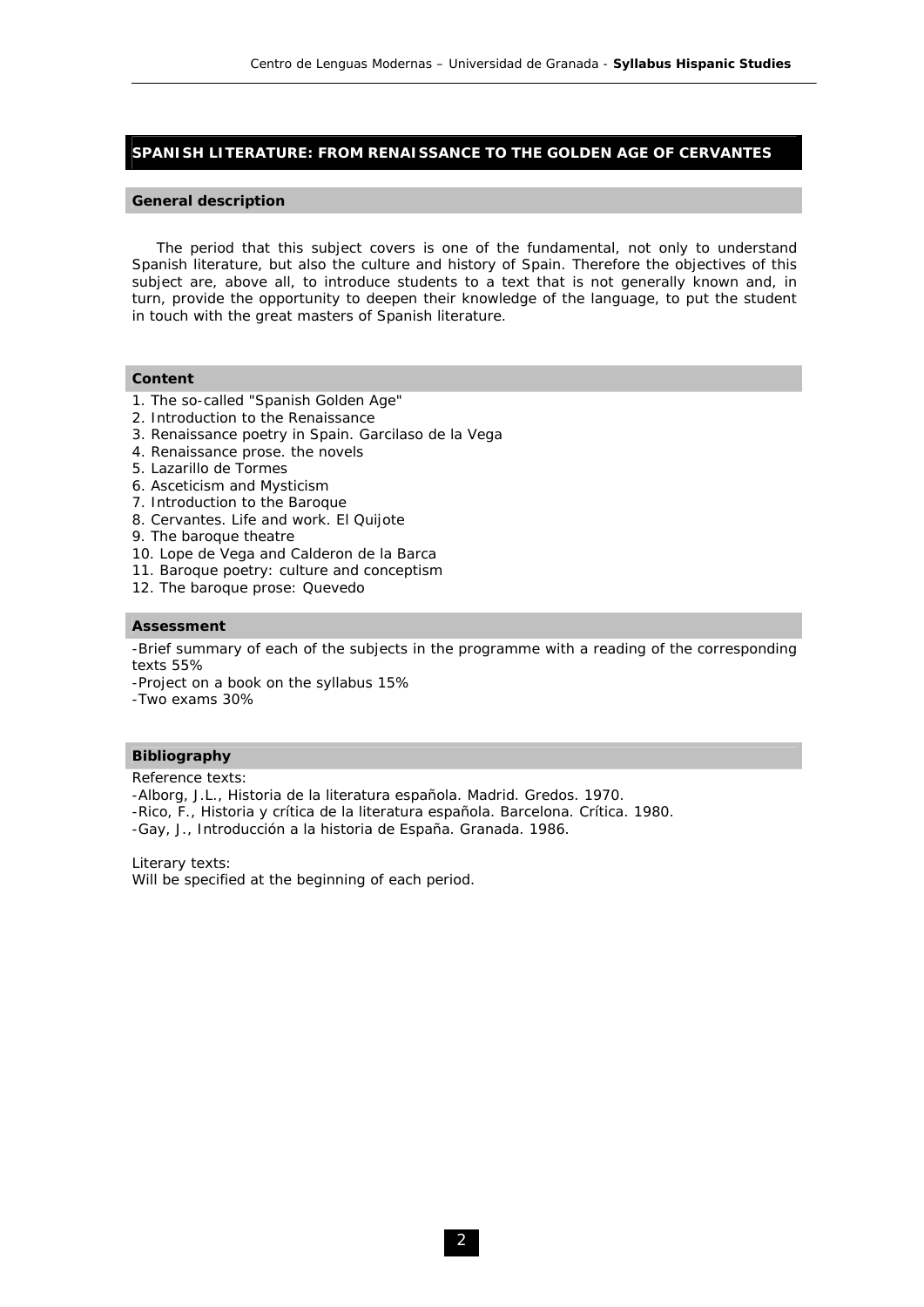# SPANISH LITERATURE: FROM RENAISSANCE TO THE GOLDEN AGE OF CERVANTES

## General description

The period that this subject covers is one of the fundamental, not only to understand Spanish literature, but also the culture and history of Spain. Therefore the objectives of this subject are, above all, to introduce students to a text that is not generally known and, in turn, provide the opportunity to deepen their knowledge of the language, to put the student in touch with the great masters of Spanish literature.

## Content

1. The so-called "Spanish Golden Age"
2. Introduction to the Renaissance
3. Renaissance poetry in Spain. Garcilaso de la Vega
4. Renaissance prose. the novels
5. Lazarillo de Tormes
6. Asceticism and Mysticism
7. Introduction to the Baroque
8. Cervantes. Life and work. El Quijote
9. The baroque theatre
10. Lope de Vega and Calderon de la Barca
11. Baroque poetry: culture and conceptism
12. The baroque prose: Quevedo

## Assessment

-Brief summary of each of the subjects in the programme with a reading of the corresponding texts 55%

-Project on a book on the syllabus 15%

-Two exams 30%

## Bibliography

Reference texts:

-Alborg, J.L., Historia de la literatura española. Madrid. Gredos. 1970.

-Rico, F., Historia y crítica de la literatura española. Barcelona. Crítica. 1980.

-Gay, J., Introducción a la historia de España. Granada. 1986.

Literary texts:

Will be specified at the beginning of each period.